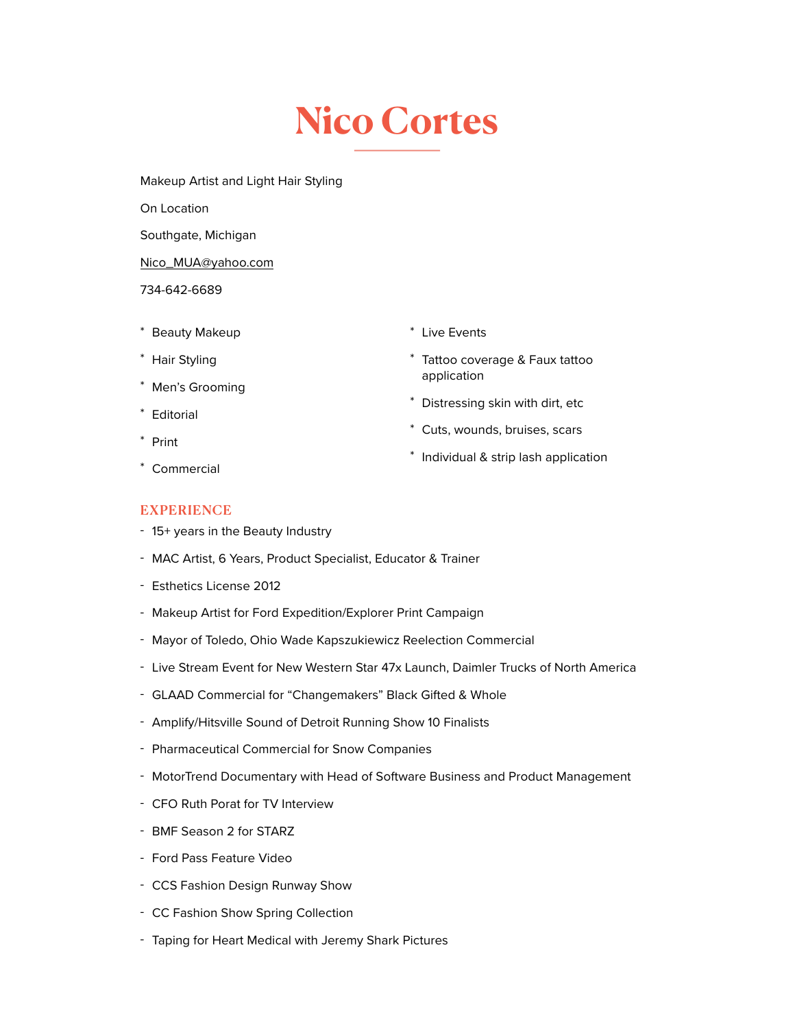# Nico Cortes

Makeup Artist and Light Hair Styling

On Location

Southgate, Michigan

Nico_MUA@yahoo.com

734-642-6689

- Beauty Makeup
- Hair Styling
- Men's Grooming
- Editorial
- Print
- Commercial
- Live Events
- Tattoo coverage & Faux tattoo application
- Distressing skin with dirt, etc
- Cuts, wounds, bruises, scars
- Individual & strip lash application

## EXPERIENCE

- 15+ years in the Beauty Industry
- MAC Artist, 6 Years, Product Specialist, Educator & Trainer
- Esthetics License 2012
- Makeup Artist for Ford Expedition/Explorer Print Campaign
- Mayor of Toledo, Ohio Wade Kapszukiewicz Reelection Commercial
- Live Stream Event for New Western Star 47x Launch, Daimler Trucks of North America
- GLAAD Commercial for "Changemakers" Black Gifted & Whole
- Amplify/Hitsville Sound of Detroit Running Show 10 Finalists
- Pharmaceutical Commercial for Snow Companies
- MotorTrend Documentary with Head of Software Business and Product Management
- CFO Ruth Porat for TV Interview
- BMF Season 2 for STARZ
- Ford Pass Feature Video
- CCS Fashion Design Runway Show
- CC Fashion Show Spring Collection
- Taping for Heart Medical with Jeremy Shark Pictures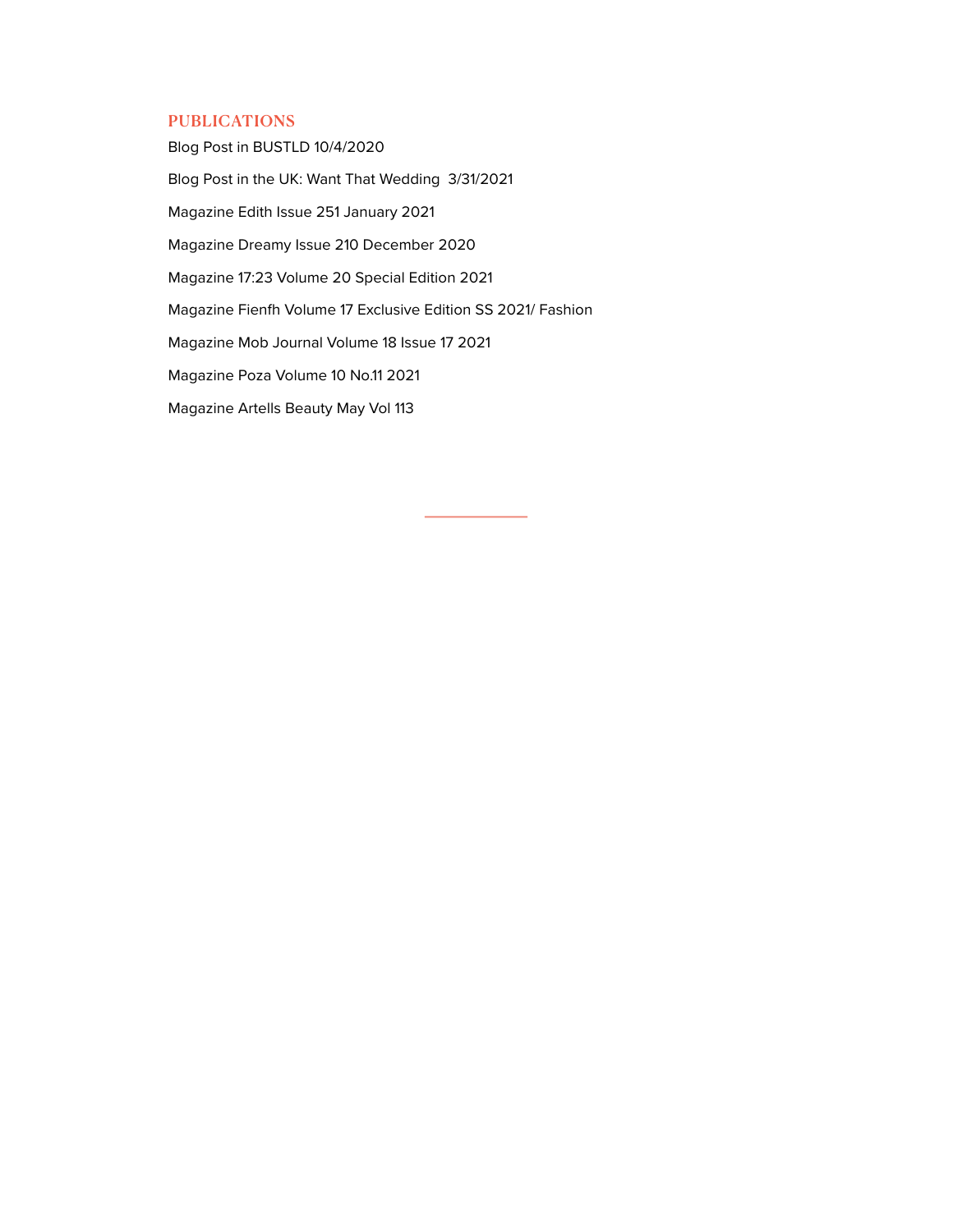## PUBLICATIONS

Blog Post in BUSTLD 10/4/2020

Blog Post in the UK: Want That Wedding  3/31/2021

Magazine Edith Issue 251 January 2021

Magazine Dreamy Issue 210 December 2020

Magazine 17:23 Volume 20 Special Edition 2021

Magazine Fienfh Volume 17 Exclusive Edition SS 2021/ Fashion

Magazine Mob Journal Volume 18 Issue 17 2021

Magazine Poza Volume 10 No.11 2021

Magazine Artells Beauty May Vol 113